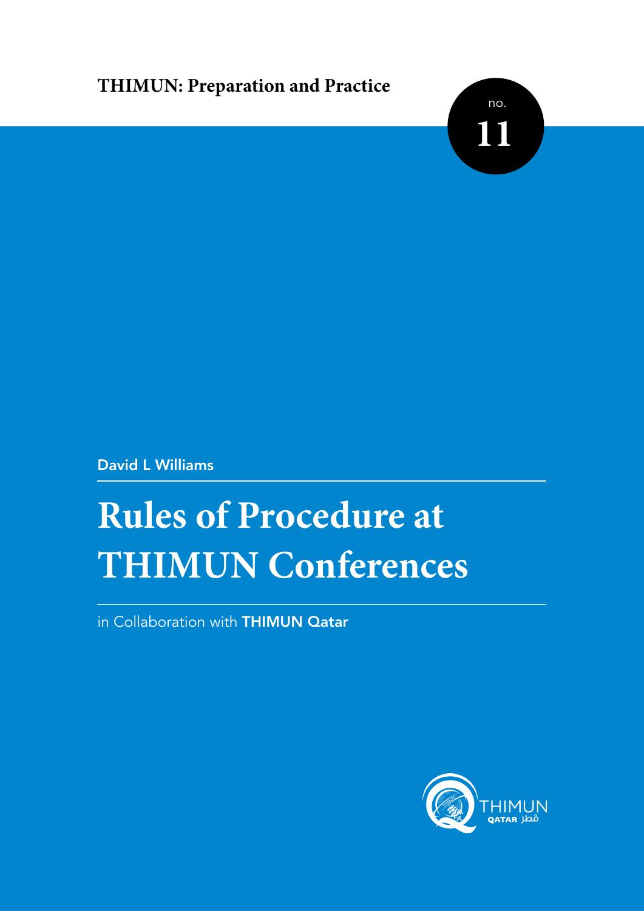**THIMUN: Preparation and Practice**

no. **11**

**David L Williams**

# Rules of Procedure at THIMUN Conferences

in Collaboration with **THIMUN Qatar**

THIMUN QATAR قطر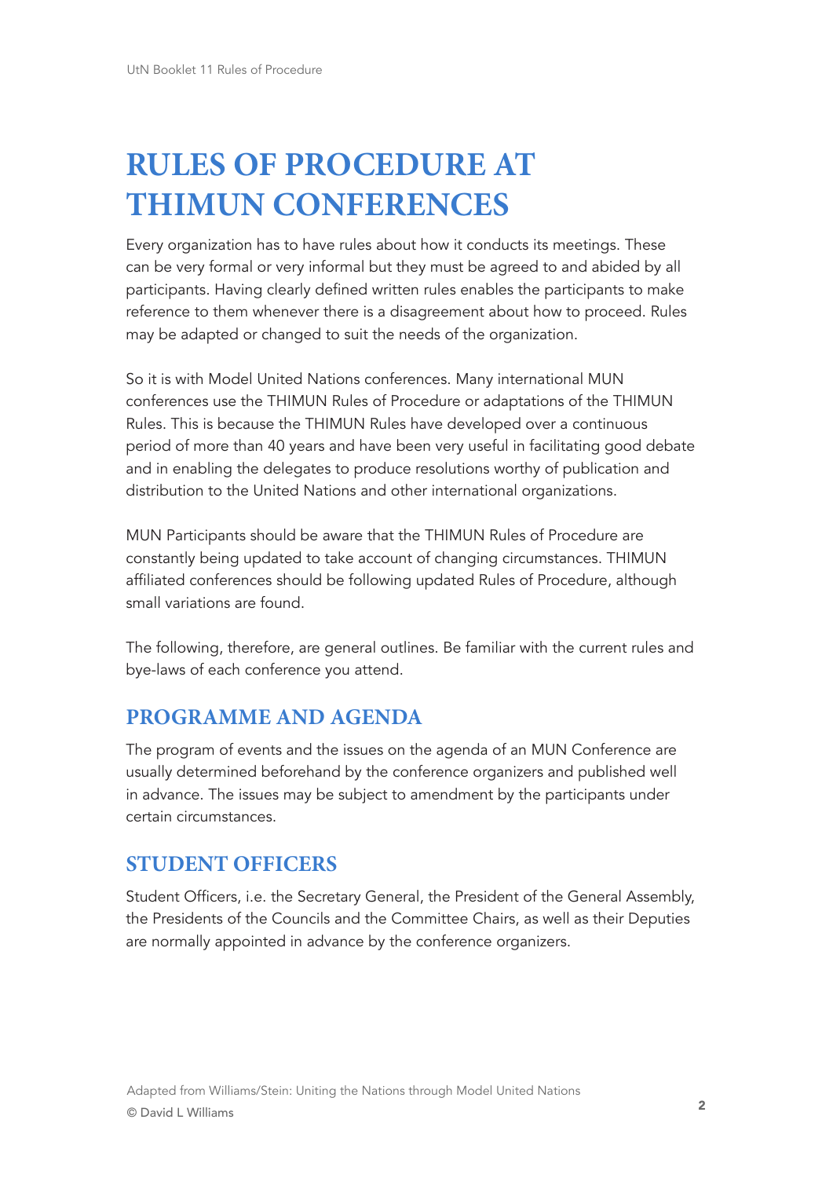# RULES OF PROCEDURE AT THIMUN CONFERENCES

Every organization has to have rules about how it conducts its meetings. These can be very formal or very informal but they must be agreed to and abided by all participants. Having clearly defined written rules enables the participants to make reference to them whenever there is a disagreement about how to proceed. Rules may be adapted or changed to suit the needs of the organization.

So it is with Model United Nations conferences. Many international MUN conferences use the THIMUN Rules of Procedure or adaptations of the THIMUN Rules. This is because the THIMUN Rules have developed over a continuous period of more than 40 years and have been very useful in facilitating good debate and in enabling the delegates to produce resolutions worthy of publication and distribution to the United Nations and other international organizations.

MUN Participants should be aware that the THIMUN Rules of Procedure are constantly being updated to take account of changing circumstances. THIMUN affiliated conferences should be following updated Rules of Procedure, although small variations are found.

The following, therefore, are general outlines. Be familiar with the current rules and bye-laws of each conference you attend.

## PROGRAMME AND AGENDA

The program of events and the issues on the agenda of an MUN Conference are usually determined beforehand by the conference organizers and published well in advance. The issues may be subject to amendment by the participants under certain circumstances.

## STUDENT OFFICERS

Student Officers, i.e. the Secretary General, the President of the General Assembly, the Presidents of the Councils and the Committee Chairs, as well as their Deputies are normally appointed in advance by the conference organizers.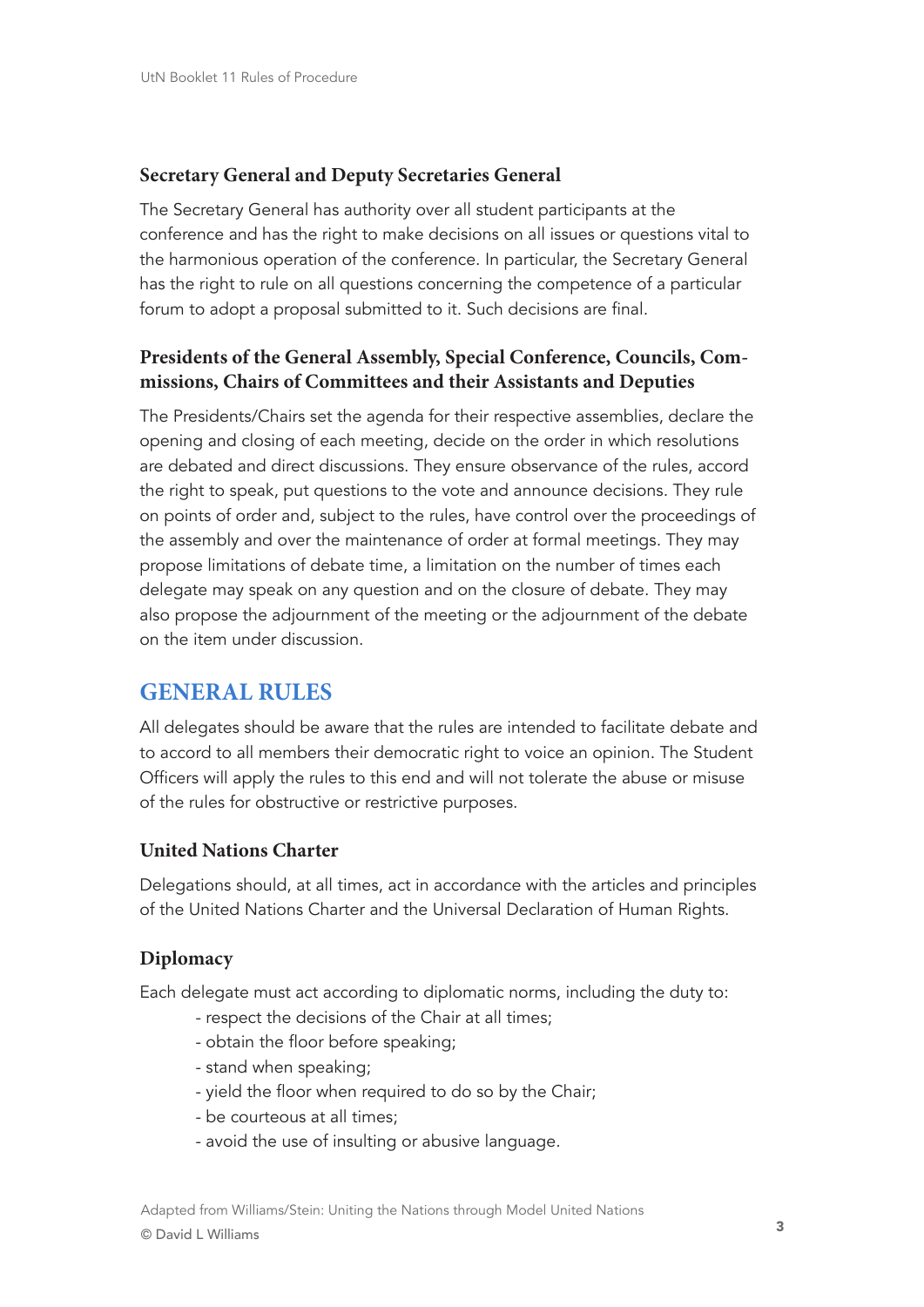### Secretary General and Deputy Secretaries General

The Secretary General has authority over all student participants at the conference and has the right to make decisions on all issues or questions vital to the harmonious operation of the conference. In particular, the Secretary General has the right to rule on all questions concerning the competence of a particular forum to adopt a proposal submitted to it. Such decisions are final.

### Presidents of the General Assembly, Special Conference, Councils, Commissions, Chairs of Committees and their Assistants and Deputies

The Presidents/Chairs set the agenda for their respective assemblies, declare the opening and closing of each meeting, decide on the order in which resolutions are debated and direct discussions. They ensure observance of the rules, accord the right to speak, put questions to the vote and announce decisions. They rule on points of order and, subject to the rules, have control over the proceedings of the assembly and over the maintenance of order at formal meetings. They may propose limitations of debate time, a limitation on the number of times each delegate may speak on any question and on the closure of debate. They may also propose the adjournment of the meeting or the adjournment of the debate on the item under discussion.

## GENERAL RULES

All delegates should be aware that the rules are intended to facilitate debate and to accord to all members their democratic right to voice an opinion. The Student Officers will apply the rules to this end and will not tolerate the abuse or misuse of the rules for obstructive or restrictive purposes.

### United Nations Charter

Delegations should, at all times, act in accordance with the articles and principles of the United Nations Charter and the Universal Declaration of Human Rights.

### Diplomacy

Each delegate must act according to diplomatic norms, including the duty to:

- respect the decisions of the Chair at all times;
- obtain the floor before speaking;
- stand when speaking;
- yield the floor when required to do so by the Chair;
- be courteous at all times;
- avoid the use of insulting or abusive language.

Adapted from Williams/Stein: Uniting the Nations through Model United Nations
© David L Williams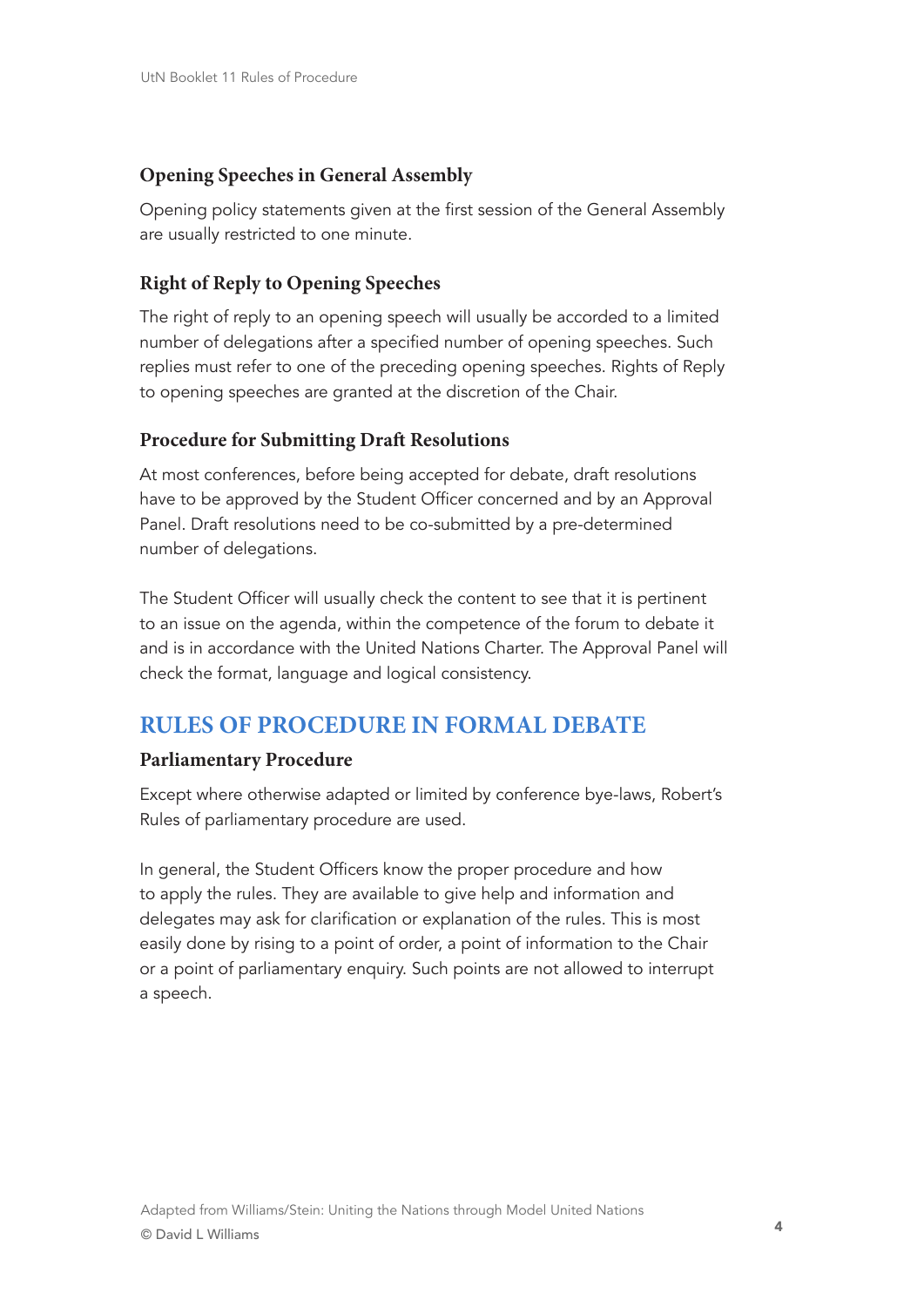### Opening Speeches in General Assembly

Opening policy statements given at the first session of the General Assembly are usually restricted to one minute.

### Right of Reply to Opening Speeches

The right of reply to an opening speech will usually be accorded to a limited number of delegations after a specified number of opening speeches. Such replies must refer to one of the preceding opening speeches. Rights of Reply to opening speeches are granted at the discretion of the Chair.

### Procedure for Submitting Draft Resolutions

At most conferences, before being accepted for debate, draft resolutions have to be approved by the Student Officer concerned and by an Approval Panel. Draft resolutions need to be co-submitted by a pre-determined number of delegations.

The Student Officer will usually check the content to see that it is pertinent to an issue on the agenda, within the competence of the forum to debate it and is in accordance with the United Nations Charter. The Approval Panel will check the format, language and logical consistency.

## RULES OF PROCEDURE IN FORMAL DEBATE

### Parliamentary Procedure

Except where otherwise adapted or limited by conference bye-laws, Robert's Rules of parliamentary procedure are used.

In general, the Student Officers know the proper procedure and how to apply the rules. They are available to give help and information and delegates may ask for clarification or explanation of the rules. This is most easily done by rising to a point of order, a point of information to the Chair or a point of parliamentary enquiry. Such points are not allowed to interrupt a speech.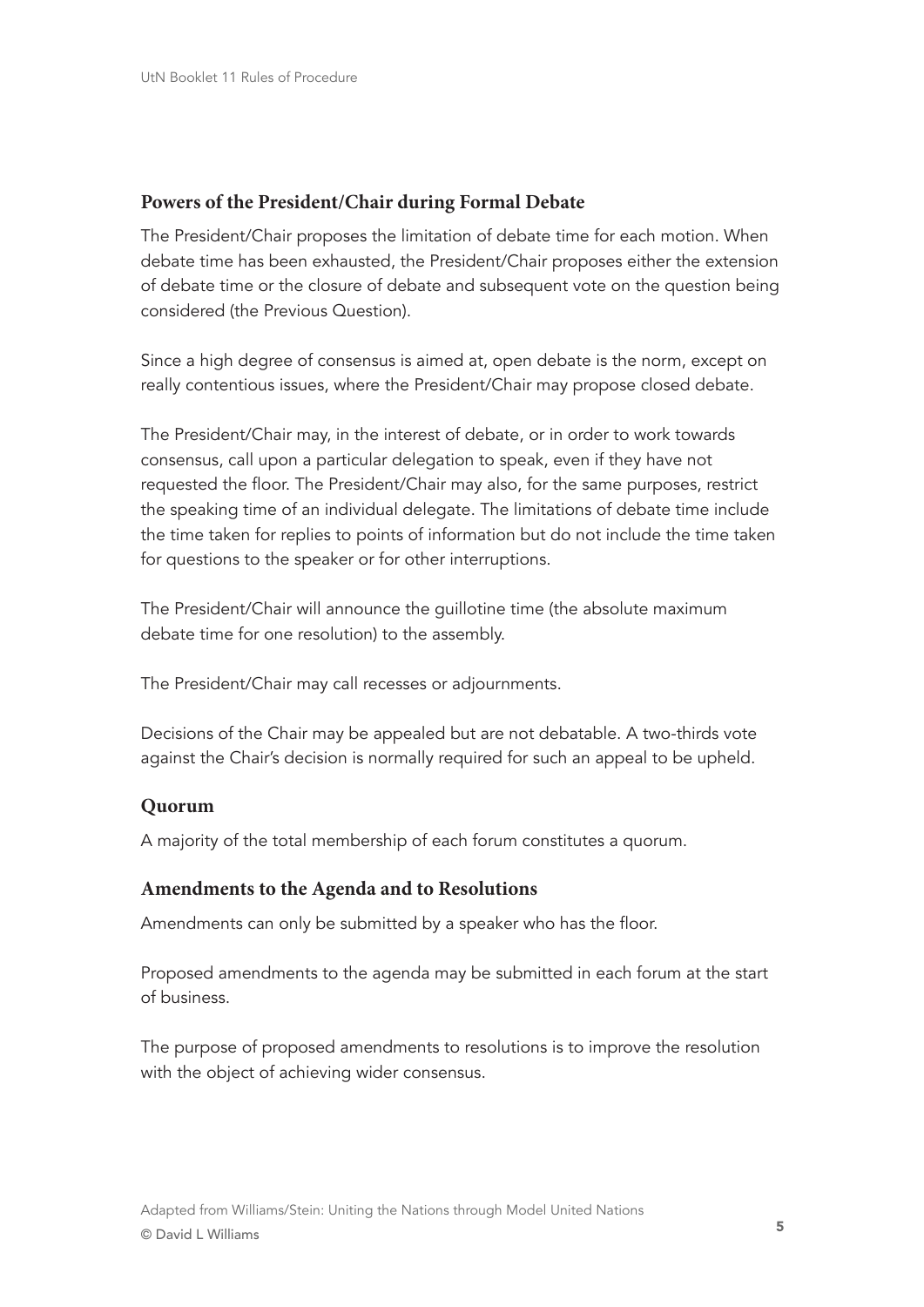## Powers of the President/Chair during Formal Debate

The President/Chair proposes the limitation of debate time for each motion. When debate time has been exhausted, the President/Chair proposes either the extension of debate time or the closure of debate and subsequent vote on the question being considered (the Previous Question).

Since a high degree of consensus is aimed at, open debate is the norm, except on really contentious issues, where the President/Chair may propose closed debate.

The President/Chair may, in the interest of debate, or in order to work towards consensus, call upon a particular delegation to speak, even if they have not requested the floor. The President/Chair may also, for the same purposes, restrict the speaking time of an individual delegate. The limitations of debate time include the time taken for replies to points of information but do not include the time taken for questions to the speaker or for other interruptions.

The President/Chair will announce the guillotine time (the absolute maximum debate time for one resolution) to the assembly.

The President/Chair may call recesses or adjournments.

Decisions of the Chair may be appealed but are not debatable. A two-thirds vote against the Chair's decision is normally required for such an appeal to be upheld.

## Quorum

A majority of the total membership of each forum constitutes a quorum.

## Amendments to the Agenda and to Resolutions

Amendments can only be submitted by a speaker who has the floor.

Proposed amendments to the agenda may be submitted in each forum at the start of business.

The purpose of proposed amendments to resolutions is to improve the resolution with the object of achieving wider consensus.

Adapted from Williams/Stein: Uniting the Nations through Model United Nations
© David L Williams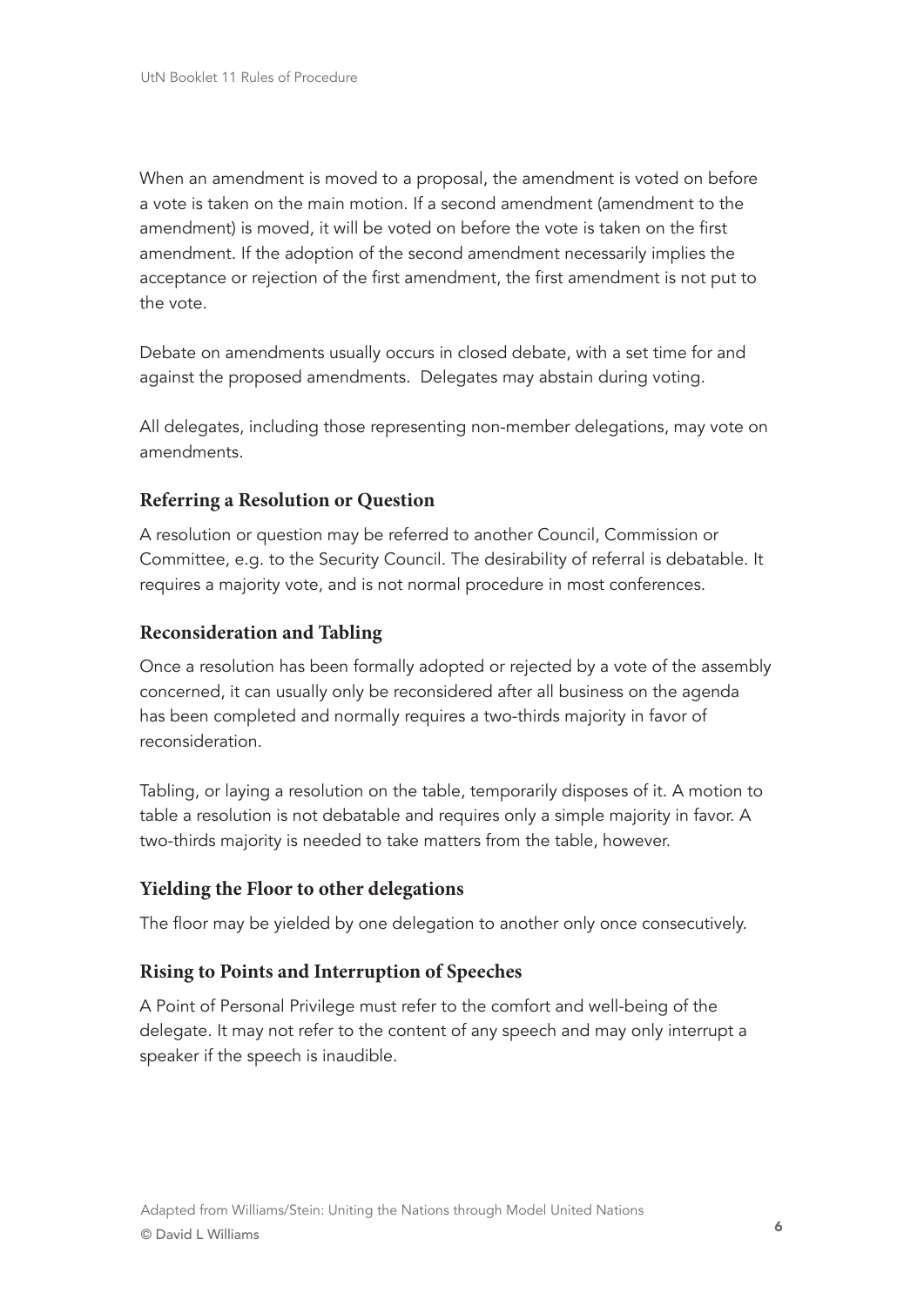When an amendment is moved to a proposal, the amendment is voted on before a vote is taken on the main motion. If a second amendment (amendment to the amendment) is moved, it will be voted on before the vote is taken on the first amendment. If the adoption of the second amendment necessarily implies the acceptance or rejection of the first amendment, the first amendment is not put to the vote.

Debate on amendments usually occurs in closed debate, with a set time for and against the proposed amendments. Delegates may abstain during voting.

All delegates, including those representing non-member delegations, may vote on amendments.

### Referring a Resolution or Question

A resolution or question may be referred to another Council, Commission or Committee, e.g. to the Security Council. The desirability of referral is debatable. It requires a majority vote, and is not normal procedure in most conferences.

### Reconsideration and Tabling

Once a resolution has been formally adopted or rejected by a vote of the assembly concerned, it can usually only be reconsidered after all business on the agenda has been completed and normally requires a two-thirds majority in favor of reconsideration.

Tabling, or laying a resolution on the table, temporarily disposes of it. A motion to table a resolution is not debatable and requires only a simple majority in favor. A two-thirds majority is needed to take matters from the table, however.

### Yielding the Floor to other delegations

The floor may be yielded by one delegation to another only once consecutively.

### Rising to Points and Interruption of Speeches

A Point of Personal Privilege must refer to the comfort and well-being of the delegate. It may not refer to the content of any speech and may only interrupt a speaker if the speech is inaudible.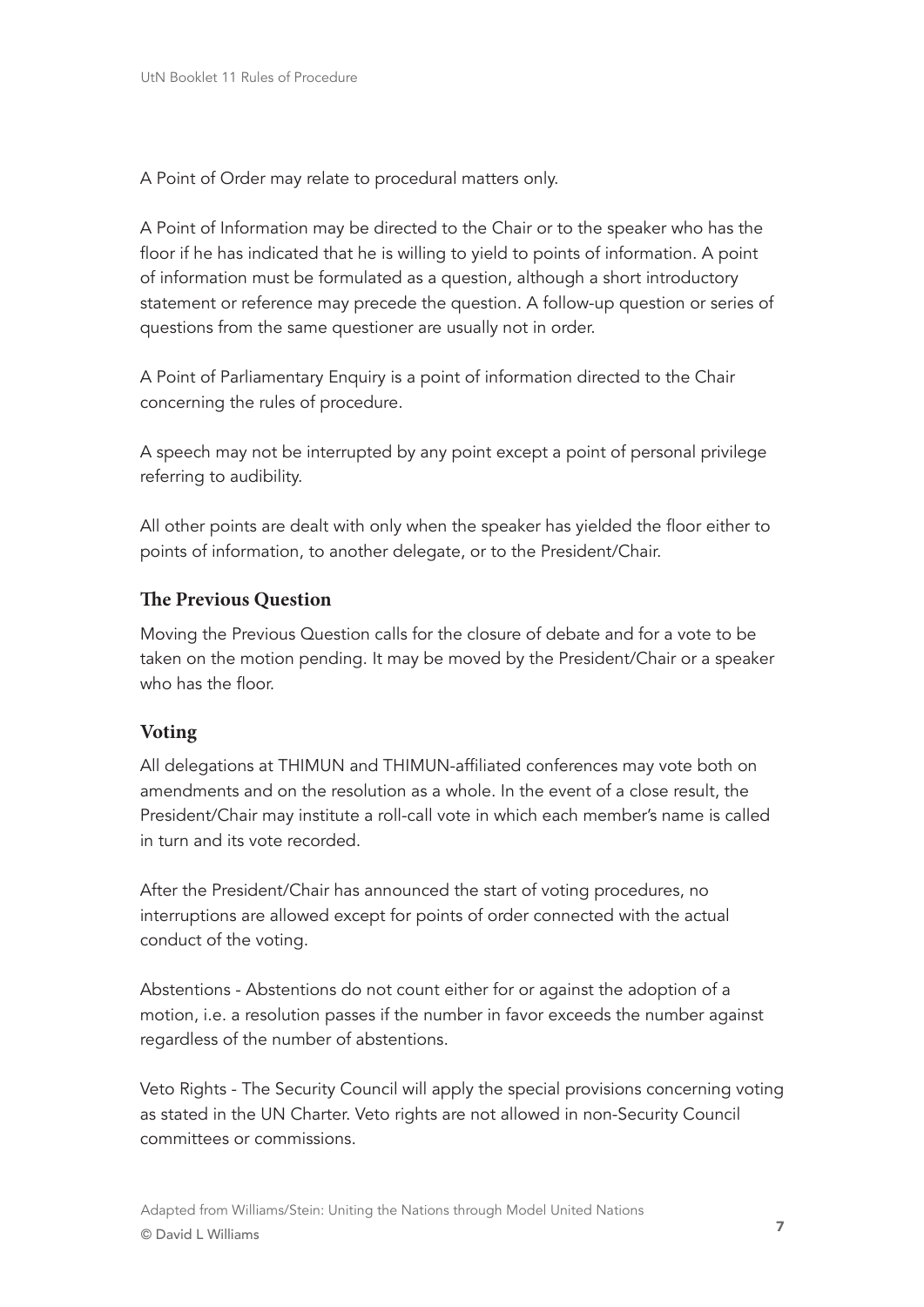A Point of Order may relate to procedural matters only.

A Point of Information may be directed to the Chair or to the speaker who has the floor if he has indicated that he is willing to yield to points of information. A point of information must be formulated as a question, although a short introductory statement or reference may precede the question. A follow-up question or series of questions from the same questioner are usually not in order.

A Point of Parliamentary Enquiry is a point of information directed to the Chair concerning the rules of procedure.

A speech may not be interrupted by any point except a point of personal privilege referring to audibility.

All other points are dealt with only when the speaker has yielded the floor either to points of information, to another delegate, or to the President/Chair.

### The Previous Question

Moving the Previous Question calls for the closure of debate and for a vote to be taken on the motion pending. It may be moved by the President/Chair or a speaker who has the floor.

### Voting

All delegations at THIMUN and THIMUN-affiliated conferences may vote both on amendments and on the resolution as a whole. In the event of a close result, the President/Chair may institute a roll-call vote in which each member's name is called in turn and its vote recorded.

After the President/Chair has announced the start of voting procedures, no interruptions are allowed except for points of order connected with the actual conduct of the voting.

Abstentions - Abstentions do not count either for or against the adoption of a motion, i.e. a resolution passes if the number in favor exceeds the number against regardless of the number of abstentions.

Veto Rights - The Security Council will apply the special provisions concerning voting as stated in the UN Charter. Veto rights are not allowed in non-Security Council committees or commissions.

Adapted from Williams/Stein: Uniting the Nations through Model United Nations
© David L Williams